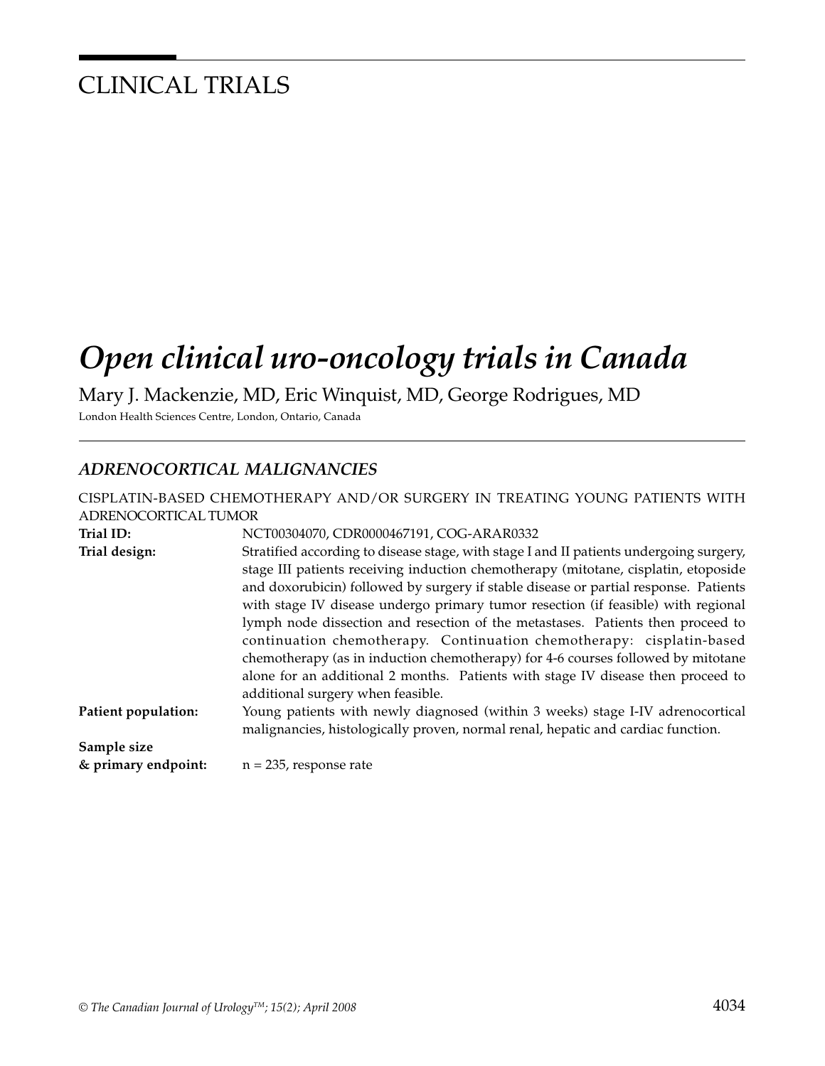# CLINICAL TRIALS

# *Open clinical uro-oncology trials in Canada*

Mary J. Mackenzie, MD, Eric Winquist, MD, George Rodrigues, MD

London Health Sciences Centre, London, Ontario, Canada

## *ADRENOCORTICAL MALIGNANCIES*

CISPLATIN-BASED CHEMOTHERAPY AND/OR SURGERY IN TREATING YOUNG PATIENTS WITH ADRENOCORTICAL TUMOR

**Trial ID:** NCT00304070, CDR0000467191, COG-ARAR0332

**Trial design:** Stratified according to disease stage, with stage I and II patients undergoing surgery, stage III patients receiving induction chemotherapy (mitotane, cisplatin, etoposide and doxorubicin) followed by surgery if stable disease or partial response. Patients with stage IV disease undergo primary tumor resection (if feasible) with regional lymph node dissection and resection of the metastases. Patients then proceed to continuation chemotherapy. Continuation chemotherapy: cisplatin-based chemotherapy (as in induction chemotherapy) for 4-6 courses followed by mitotane alone for an additional 2 months. Patients with stage IV disease then proceed to additional surgery when feasible.

**Patient population:** Young patients with newly diagnosed (within 3 weeks) stage I-IV adrenocortical malignancies, histologically proven, normal renal, hepatic and cardiac function.

**Sample size & primary endpoint:** n = 235, response rate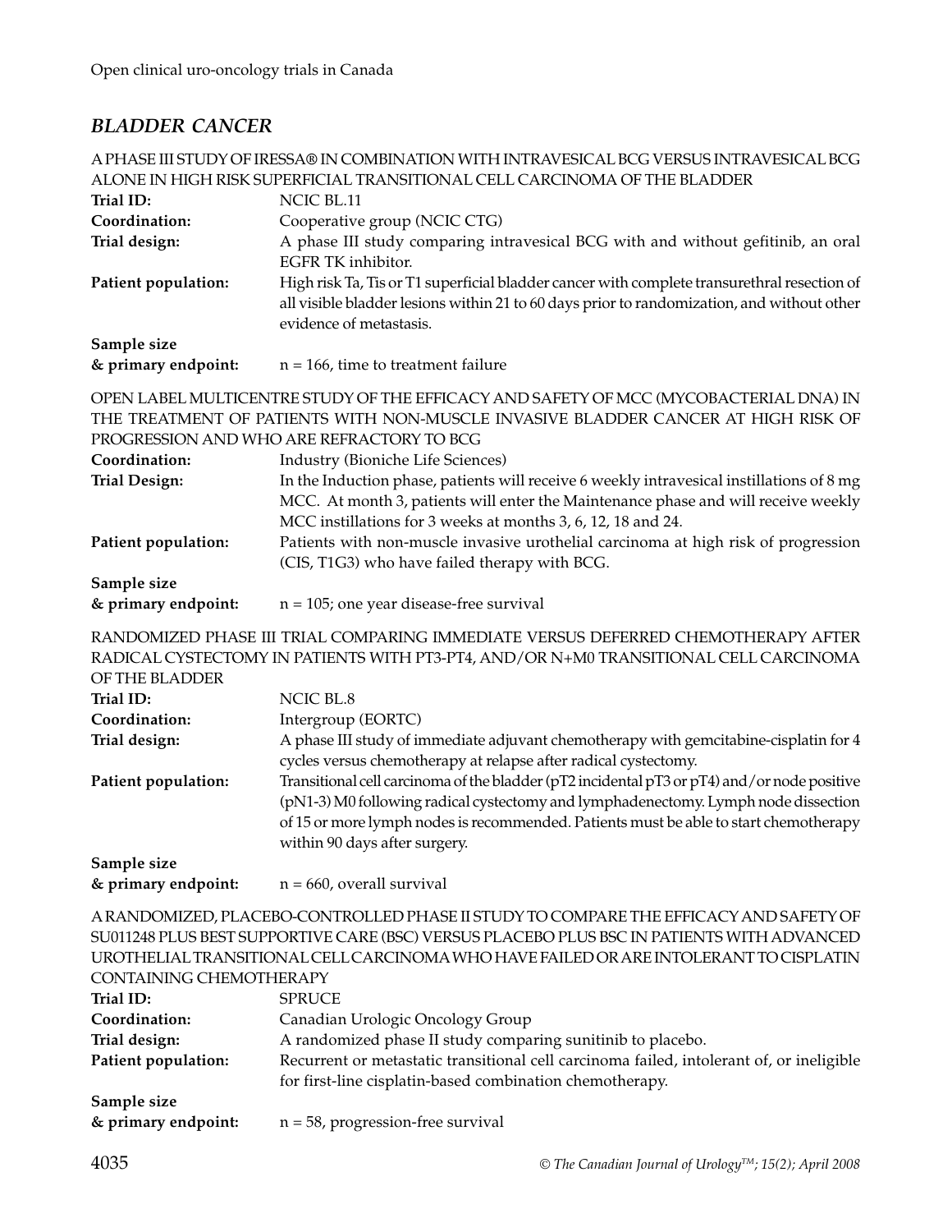## BLADDER CANCER

A PHASE III STUDY OF IRESSA® IN COMBINATION WITH INTRAVESICAL BCG VERSUS INTRAVESICAL BCG ALONE IN HIGH RISK SUPERFICIAL TRANSITIONAL CELL CARCINOMA OF THE BLADDER

**Trial ID:** NCIC BL.11

**Coordination:** Cooperative group (NCIC CTG)

**Trial design:** A phase III study comparing intravesical BCG with and without gefitinib, an oral EGFR TK inhibitor.

**Patient population:** High risk Ta, Tis or T1 superficial bladder cancer with complete transurethral resection of all visible bladder lesions within 21 to 60 days prior to randomization, and without other evidence of metastasis.

**Sample size & primary endpoint:** n = 166, time to treatment failure

OPEN LABEL MULTICENTRE STUDY OF THE EFFICACY AND SAFETY OF MCC (MYCOBACTERIAL DNA) IN THE TREATMENT OF PATIENTS WITH NON-MUSCLE INVASIVE BLADDER CANCER AT HIGH RISK OF PROGRESSION AND WHO ARE REFRACTORY TO BCG

**Coordination:** Industry (Bioniche Life Sciences)

**Trial Design:** In the Induction phase, patients will receive 6 weekly intravesical instillations of 8 mg MCC. At month 3, patients will enter the Maintenance phase and will receive weekly MCC instillations for 3 weeks at months 3, 6, 12, 18 and 24.

**Patient population:** Patients with non-muscle invasive urothelial carcinoma at high risk of progression (CIS, T1G3) who have failed therapy with BCG.

**Sample size & primary endpoint:** n = 105; one year disease-free survival

RANDOMIZED PHASE III TRIAL COMPARING IMMEDIATE VERSUS DEFERRED CHEMOTHERAPY AFTER RADICAL CYSTECTOMY IN PATIENTS WITH PT3-PT4, AND/OR N+M0 TRANSITIONAL CELL CARCINOMA OF THE BLADDER

**Trial ID:** NCIC BL.8

**Coordination:** Intergroup (EORTC)

**Trial design:** A phase III study of immediate adjuvant chemotherapy with gemcitabine-cisplatin for 4 cycles versus chemotherapy at relapse after radical cystectomy.

**Patient population:** Transitional cell carcinoma of the bladder (pT2 incidental pT3 or pT4) and/or node positive (pN1-3) M0 following radical cystectomy and lymphadenectomy. Lymph node dissection of 15 or more lymph nodes is recommended. Patients must be able to start chemotherapy within 90 days after surgery.

**Sample size & primary endpoint:** n = 660, overall survival

A RANDOMIZED, PLACEBO-CONTROLLED PHASE II STUDY TO COMPARE THE EFFICACY AND SAFETY OF SU011248 PLUS BEST SUPPORTIVE CARE (BSC) VERSUS PLACEBO PLUS BSC IN PATIENTS WITH ADVANCED UROTHELIAL TRANSITIONAL CELL CARCINOMA WHO HAVE FAILED OR ARE INTOLERANT TO CISPLATIN CONTAINING CHEMOTHERAPY

**Trial ID:** SPRUCE

**Coordination:** Canadian Urologic Oncology Group

**Trial design:** A randomized phase II study comparing sunitinib to placebo.

**Patient population:** Recurrent or metastatic transitional cell carcinoma failed, intolerant of, or ineligible for first-line cisplatin-based combination chemotherapy.

**Sample size & primary endpoint:** n = 58, progression-free survival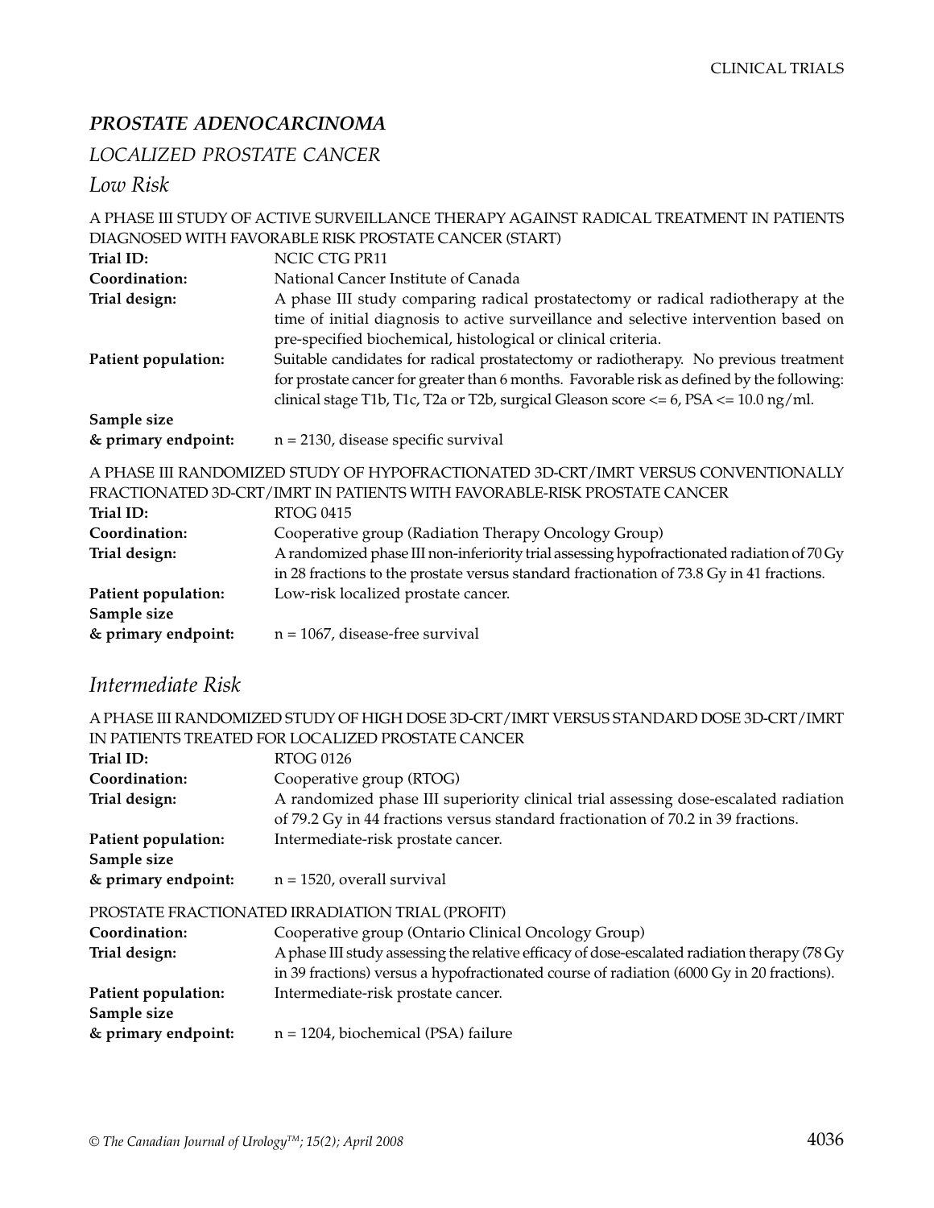## *PROSTATE ADENOCARCINOMA*

### *LOCALIZED PROSTATE CANCER*

### *Low Risk*

A PHASE III STUDY OF ACTIVE SURVEILLANCE THERAPY AGAINST RADICAL TREATMENT IN PATIENTS DIAGNOSED WITH FAVORABLE RISK PROSTATE CANCER (START)

**Trial ID:** NCIC CTG PR11

**Coordination:** National Cancer Institute of Canada

**Trial design:** A phase III study comparing radical prostatectomy or radical radiotherapy at the time of initial diagnosis to active surveillance and selective intervention based on pre-specified biochemical, histological or clinical criteria.

**Patient population:** Suitable candidates for radical prostatectomy or radiotherapy. No previous treatment for prostate cancer for greater than 6 months. Favorable risk as defined by the following: clinical stage T1b, T1c, T2a or T2b, surgical Gleason score <= 6, PSA <= 10.0 ng/ml.

**Sample size & primary endpoint:** n = 2130, disease specific survival

A PHASE III RANDOMIZED STUDY OF HYPOFRACTIONATED 3D-CRT/IMRT VERSUS CONVENTIONALLY FRACTIONATED 3D-CRT/IMRT IN PATIENTS WITH FAVORABLE-RISK PROSTATE CANCER

**Trial ID:** RTOG 0415

**Coordination:** Cooperative group (Radiation Therapy Oncology Group)

**Trial design:** A randomized phase III non-inferiority trial assessing hypofractionated radiation of 70 Gy in 28 fractions to the prostate versus standard fractionation of 73.8 Gy in 41 fractions.

**Patient population:** Low-risk localized prostate cancer.

**Sample size & primary endpoint:** n = 1067, disease-free survival

### *Intermediate Risk*

A PHASE III RANDOMIZED STUDY OF HIGH DOSE 3D-CRT/IMRT VERSUS STANDARD DOSE 3D-CRT/IMRT IN PATIENTS TREATED FOR LOCALIZED PROSTATE CANCER

**Trial ID:** RTOG 0126

**Coordination:** Cooperative group (RTOG)

**Trial design:** A randomized phase III superiority clinical trial assessing dose-escalated radiation of 79.2 Gy in 44 fractions versus standard fractionation of 70.2 in 39 fractions.

**Patient population:** Intermediate-risk prostate cancer.

**Sample size & primary endpoint:** n = 1520, overall survival

PROSTATE FRACTIONATED IRRADIATION TRIAL (PROFIT)

**Coordination:** Cooperative group (Ontario Clinical Oncology Group)

**Trial design:** A phase III study assessing the relative efficacy of dose-escalated radiation therapy (78 Gy in 39 fractions) versus a hypofractionated course of radiation (6000 Gy in 20 fractions).

**Patient population:** Intermediate-risk prostate cancer.

**Sample size & primary endpoint:** n = 1204, biochemical (PSA) failure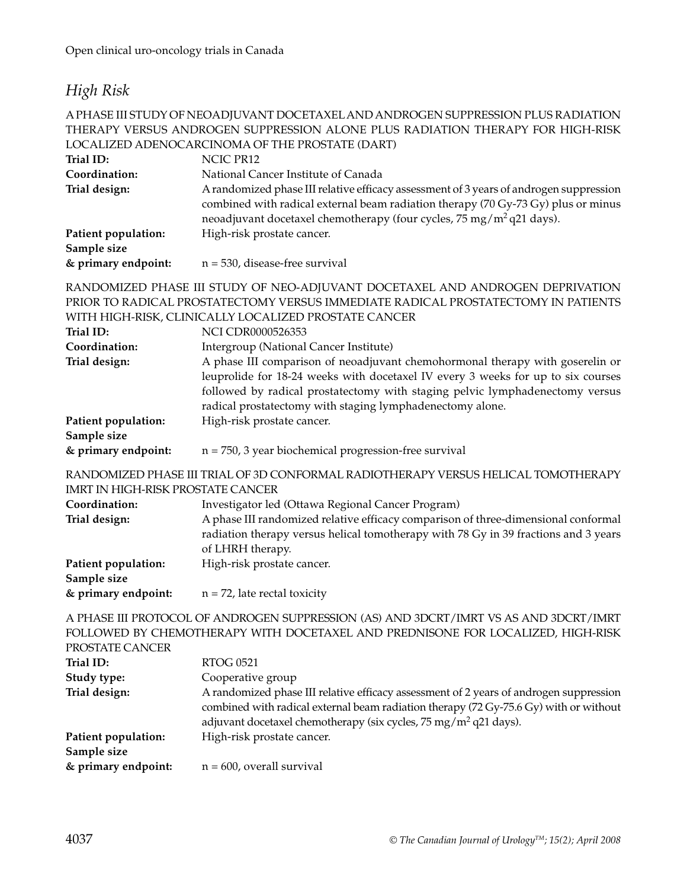## *High Risk*

A PHASE III STUDY OF NEOADJUVANT DOCETAXEL AND ANDROGEN SUPPRESSION PLUS RADIATION THERAPY VERSUS ANDROGEN SUPPRESSION ALONE PLUS RADIATION THERAPY FOR HIGH-RISK LOCALIZED ADENOCARCINOMA OF THE PROSTATE (DART)

**Trial ID:** NCIC PR12

**Coordination:** National Cancer Institute of Canada

**Trial design:** A randomized phase III relative efficacy assessment of 3 years of androgen suppression combined with radical external beam radiation therapy (70 Gy-73 Gy) plus or minus neoadjuvant docetaxel chemotherapy (four cycles, 75 mg/m$^2$ q21 days).

**Patient population:** High-risk prostate cancer.

**Sample size & primary endpoint:** n = 530, disease-free survival

RANDOMIZED PHASE III STUDY OF NEO-ADJUVANT DOCETAXEL AND ANDROGEN DEPRIVATION PRIOR TO RADICAL PROSTATECTOMY VERSUS IMMEDIATE RADICAL PROSTATECTOMY IN PATIENTS WITH HIGH-RISK, CLINICALLY LOCALIZED PROSTATE CANCER

**Trial ID:** NCI CDR0000526353

**Coordination:** Intergroup (National Cancer Institute)

**Trial design:** A phase III comparison of neoadjuvant chemohormonal therapy with goserelin or leuprolide for 18-24 weeks with docetaxel IV every 3 weeks for up to six courses followed by radical prostatectomy with staging pelvic lymphadenectomy versus radical prostatectomy with staging lymphadenectomy alone.

**Patient population:** High-risk prostate cancer.

**Sample size & primary endpoint:** n = 750, 3 year biochemical progression-free survival

RANDOMIZED PHASE III TRIAL OF 3D CONFORMAL RADIOTHERAPY VERSUS HELICAL TOMOTHERAPY IMRT IN HIGH-RISK PROSTATE CANCER

**Coordination:** Investigator led (Ottawa Regional Cancer Program)

**Trial design:** A phase III randomized relative efficacy comparison of three-dimensional conformal radiation therapy versus helical tomotherapy with 78 Gy in 39 fractions and 3 years of LHRH therapy.

**Patient population:** High-risk prostate cancer.

**Sample size & primary endpoint:** n = 72, late rectal toxicity

A PHASE III PROTOCOL OF ANDROGEN SUPPRESSION (AS) AND 3DCRT/IMRT VS AS AND 3DCRT/IMRT FOLLOWED BY CHEMOTHERAPY WITH DOCETAXEL AND PREDNISONE FOR LOCALIZED, HIGH-RISK PROSTATE CANCER

**Trial ID:** RTOG 0521

**Study type:** Cooperative group

**Trial design:** A randomized phase III relative efficacy assessment of 2 years of androgen suppression combined with radical external beam radiation therapy (72 Gy-75.6 Gy) with or without adjuvant docetaxel chemotherapy (six cycles, 75 mg/m$^2$ q21 days).

**Patient population:** High-risk prostate cancer.

**Sample size & primary endpoint:** n = 600, overall survival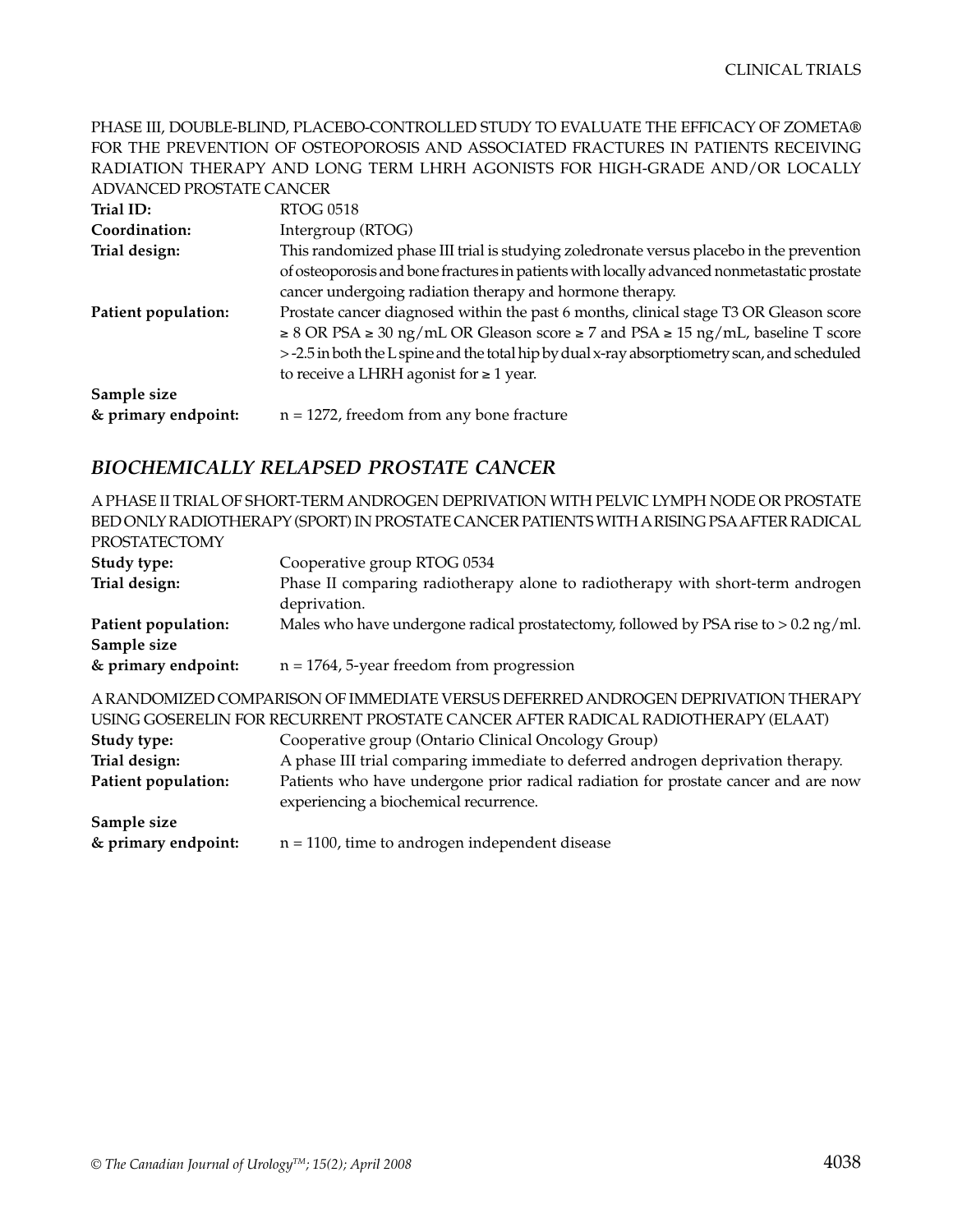PHASE III, DOUBLE-BLIND, PLACEBO-CONTROLLED STUDY TO EVALUATE THE EFFICACY OF ZOMETA® FOR THE PREVENTION OF OSTEOPOROSIS AND ASSOCIATED FRACTURES IN PATIENTS RECEIVING RADIATION THERAPY AND LONG TERM LHRH AGONISTS FOR HIGH-GRADE AND/OR LOCALLY ADVANCED PROSTATE CANCER

**Trial ID:** RTOG 0518

**Coordination:** Intergroup (RTOG)

**Trial design:** This randomized phase III trial is studying zoledronate versus placebo in the prevention of osteoporosis and bone fractures in patients with locally advanced nonmetastatic prostate cancer undergoing radiation therapy and hormone therapy.

**Patient population:** Prostate cancer diagnosed within the past 6 months, clinical stage T3 OR Gleason score ≥ 8 OR PSA ≥ 30 ng/mL OR Gleason score ≥ 7 and PSA ≥ 15 ng/mL, baseline T score > -2.5 in both the L spine and the total hip by dual x-ray absorptiometry scan, and scheduled to receive a LHRH agonist for ≥ 1 year.

**Sample size & primary endpoint:** n = 1272, freedom from any bone fracture

## *BIOCHEMICALLY RELAPSED PROSTATE CANCER*

A PHASE II TRIAL OF SHORT-TERM ANDROGEN DEPRIVATION WITH PELVIC LYMPH NODE OR PROSTATE BED ONLY RADIOTHERAPY (SPORT) IN PROSTATE CANCER PATIENTS WITH A RISING PSA AFTER RADICAL PROSTATECTOMY

**Study type:** Cooperative group RTOG 0534

**Trial design:** Phase II comparing radiotherapy alone to radiotherapy with short-term androgen deprivation.

**Patient population:** Males who have undergone radical prostatectomy, followed by PSA rise to > 0.2 ng/ml.

**Sample size & primary endpoint:** n = 1764, 5-year freedom from progression

A RANDOMIZED COMPARISON OF IMMEDIATE VERSUS DEFERRED ANDROGEN DEPRIVATION THERAPY USING GOSERELIN FOR RECURRENT PROSTATE CANCER AFTER RADICAL RADIOTHERAPY (ELAAT)

**Study type:** Cooperative group (Ontario Clinical Oncology Group)

**Trial design:** A phase III trial comparing immediate to deferred androgen deprivation therapy.

**Patient population:** Patients who have undergone prior radical radiation for prostate cancer and are now experiencing a biochemical recurrence.

**Sample size & primary endpoint:** n = 1100, time to androgen independent disease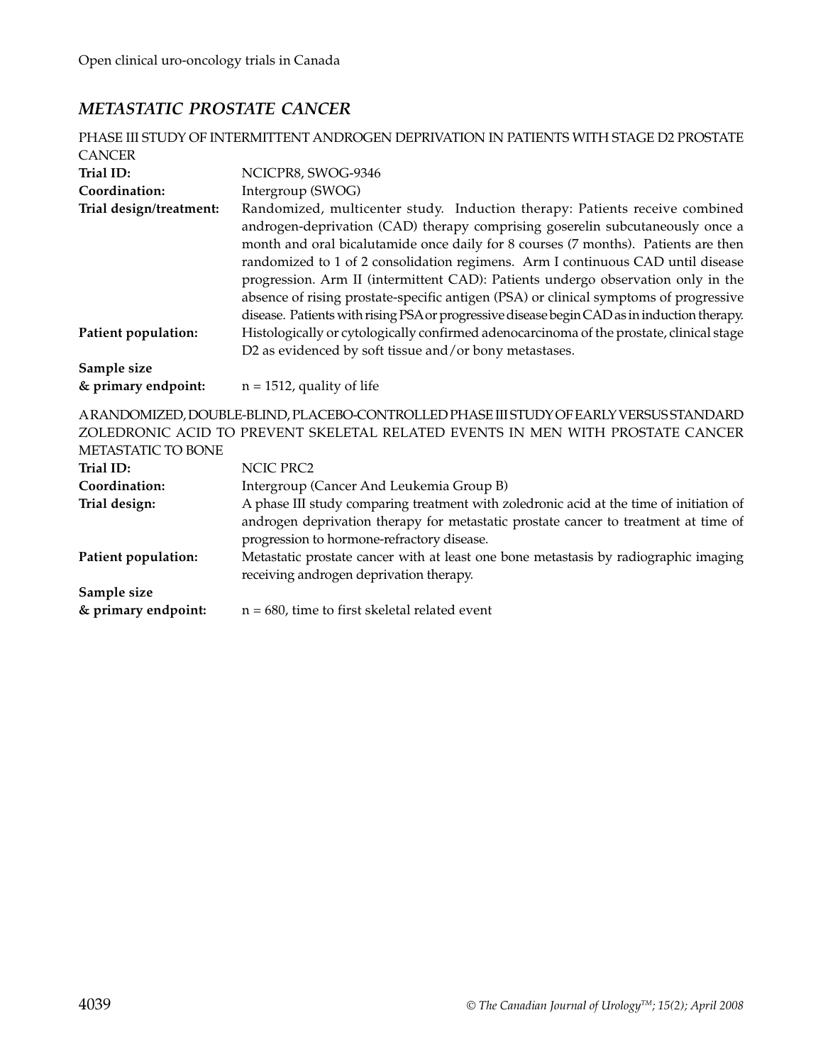## *METASTATIC PROSTATE CANCER*

PHASE III STUDY OF INTERMITTENT ANDROGEN DEPRIVATION IN PATIENTS WITH STAGE D2 PROSTATE CANCER

**Trial ID:** NCICPR8, SWOG-9346

**Coordination:** Intergroup (SWOG)

**Trial design/treatment:** Randomized, multicenter study. Induction therapy: Patients receive combined androgen-deprivation (CAD) therapy comprising goserelin subcutaneously once a month and oral bicalutamide once daily for 8 courses (7 months). Patients are then randomized to 1 of 2 consolidation regimens. Arm I continuous CAD until disease progression. Arm II (intermittent CAD): Patients undergo observation only in the absence of rising prostate-specific antigen (PSA) or clinical symptoms of progressive disease. Patients with rising PSA or progressive disease begin CAD as in induction therapy.

**Patient population:** Histologically or cytologically confirmed adenocarcinoma of the prostate, clinical stage D2 as evidenced by soft tissue and/or bony metastases.

**Sample size & primary endpoint:** n = 1512, quality of life

A RANDOMIZED, DOUBLE-BLIND, PLACEBO-CONTROLLED PHASE III STUDY OF EARLY VERSUS STANDARD ZOLEDRONIC ACID TO PREVENT SKELETAL RELATED EVENTS IN MEN WITH PROSTATE CANCER METASTATIC TO BONE

**Trial ID:** NCIC PRC2

**Coordination:** Intergroup (Cancer And Leukemia Group B)

**Trial design:** A phase III study comparing treatment with zoledronic acid at the time of initiation of androgen deprivation therapy for metastatic prostate cancer to treatment at time of progression to hormone-refractory disease.

**Patient population:** Metastatic prostate cancer with at least one bone metastasis by radiographic imaging receiving androgen deprivation therapy.

**Sample size & primary endpoint:** n = 680, time to first skeletal related event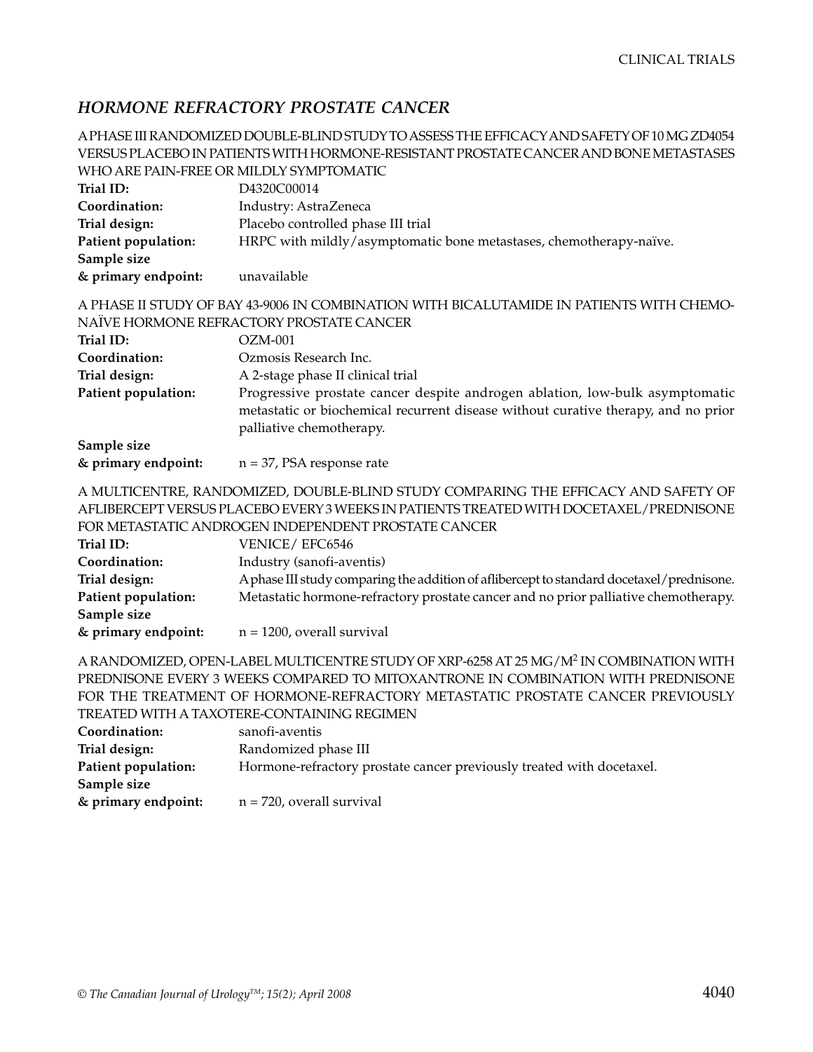## *HORMONE REFRACTORY PROSTATE CANCER*

A PHASE III RANDOMIZED DOUBLE-BLIND STUDY TO ASSESS THE EFFICACY AND SAFETY OF 10 MG ZD4054 VERSUS PLACEBO IN PATIENTS WITH HORMONE-RESISTANT PROSTATE CANCER AND BONE METASTASES WHO ARE PAIN-FREE OR MILDLY SYMPTOMATIC

**Trial ID:** D4320C00014
**Coordination:** Industry: AstraZeneca
**Trial design:** Placebo controlled phase III trial
**Patient population:** HRPC with mildly/asymptomatic bone metastases, chemotherapy-naïve.
**Sample size & primary endpoint:** unavailable

A PHASE II STUDY OF BAY 43-9006 IN COMBINATION WITH BICALUTAMIDE IN PATIENTS WITH CHEMO-NAÏVE HORMONE REFRACTORY PROSTATE CANCER

**Trial ID:** OZM-001
**Coordination:** Ozmosis Research Inc.
**Trial design:** A 2-stage phase II clinical trial
**Patient population:** Progressive prostate cancer despite androgen ablation, low-bulk asymptomatic metastatic or biochemical recurrent disease without curative therapy, and no prior palliative chemotherapy.
**Sample size & primary endpoint:** n = 37, PSA response rate

A MULTICENTRE, RANDOMIZED, DOUBLE-BLIND STUDY COMPARING THE EFFICACY AND SAFETY OF AFLIBERCEPT VERSUS PLACEBO EVERY 3 WEEKS IN PATIENTS TREATED WITH DOCETAXEL/PREDNISONE FOR METASTATIC ANDROGEN INDEPENDENT PROSTATE CANCER

**Trial ID:** VENICE/ EFC6546
**Coordination:** Industry (sanofi-aventis)
**Trial design:** A phase III study comparing the addition of aflibercept to standard docetaxel/prednisone.
**Patient population:** Metastatic hormone-refractory prostate cancer and no prior palliative chemotherapy.
**Sample size & primary endpoint:** n = 1200, overall survival

A RANDOMIZED, OPEN-LABEL MULTICENTRE STUDY OF XRP-6258 AT 25 MG/M$^2$ IN COMBINATION WITH PREDNISONE EVERY 3 WEEKS COMPARED TO MITOXANTRONE IN COMBINATION WITH PREDNISONE FOR THE TREATMENT OF HORMONE-REFRACTORY METASTATIC PROSTATE CANCER PREVIOUSLY TREATED WITH A TAXOTERE-CONTAINING REGIMEN

**Coordination:** sanofi-aventis
**Trial design:** Randomized phase III
**Patient population:** Hormone-refractory prostate cancer previously treated with docetaxel.
**Sample size & primary endpoint:** n = 720, overall survival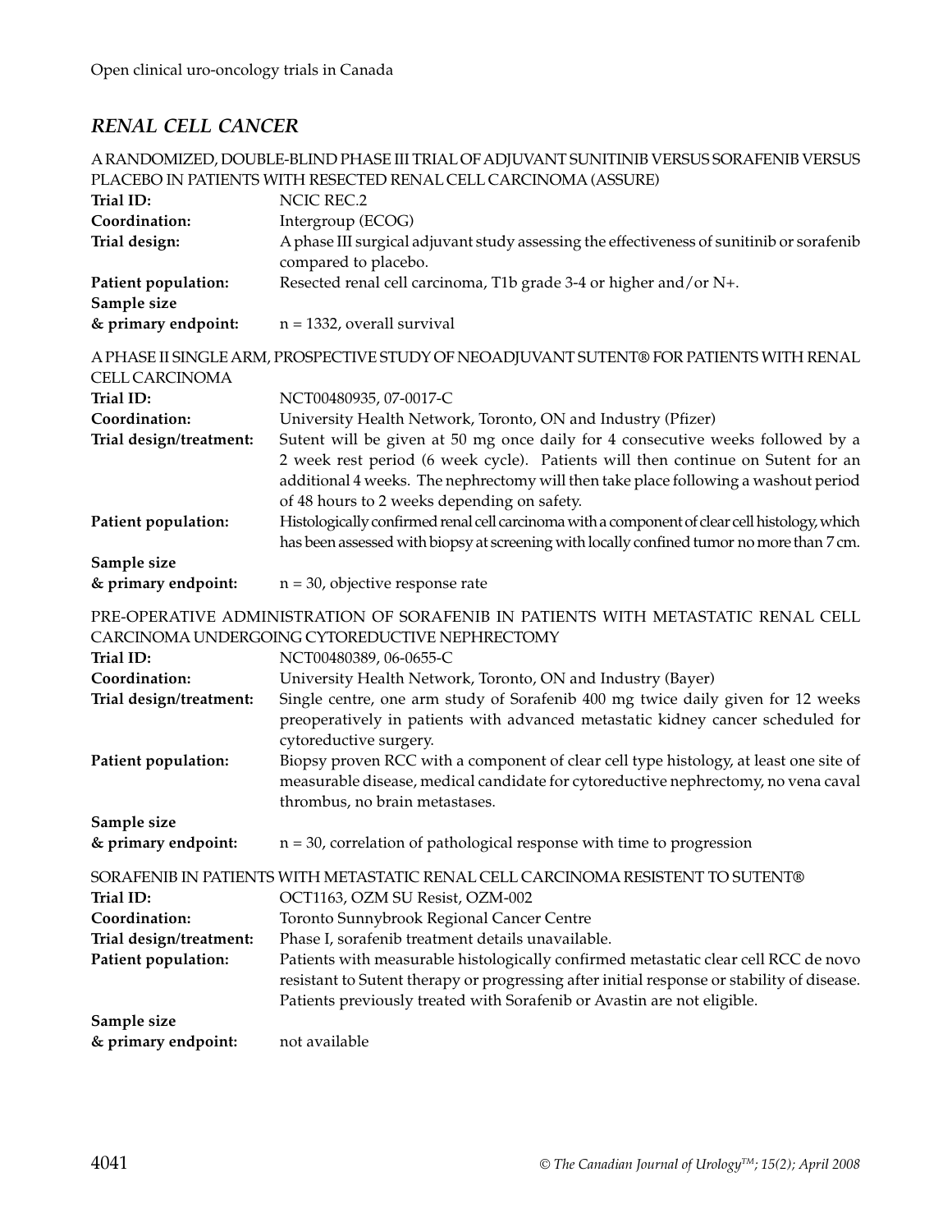## *RENAL CELL CANCER*

### A RANDOMIZED, DOUBLE-BLIND PHASE III TRIAL OF ADJUVANT SUNITINIB VERSUS SORAFENIB VERSUS PLACEBO IN PATIENTS WITH RESECTED RENAL CELL CARCINOMA (ASSURE)

**Trial ID:** NCIC REC.2

**Coordination:** Intergroup (ECOG)

**Trial design:** A phase III surgical adjuvant study assessing the effectiveness of sunitinib or sorafenib compared to placebo.

**Patient population:** Resected renal cell carcinoma, T1b grade 3-4 or higher and/or N+.

**Sample size & primary endpoint:** n = 1332, overall survival

### A PHASE II SINGLE ARM, PROSPECTIVE STUDY OF NEOADJUVANT SUTENT® FOR PATIENTS WITH RENAL CELL CARCINOMA

**Trial ID:** NCT00480935, 07-0017-C

**Coordination:** University Health Network, Toronto, ON and Industry (Pfizer)

**Trial design/treatment:** Sutent will be given at 50 mg once daily for 4 consecutive weeks followed by a 2 week rest period (6 week cycle). Patients will then continue on Sutent for an additional 4 weeks. The nephrectomy will then take place following a washout period of 48 hours to 2 weeks depending on safety.

**Patient population:** Histologically confirmed renal cell carcinoma with a component of clear cell histology, which has been assessed with biopsy at screening with locally confined tumor no more than 7 cm.

**Sample size & primary endpoint:** n = 30, objective response rate

### PRE-OPERATIVE ADMINISTRATION OF SORAFENIB IN PATIENTS WITH METASTATIC RENAL CELL CARCINOMA UNDERGOING CYTOREDUCTIVE NEPHRECTOMY

**Trial ID:** NCT00480389, 06-0655-C

**Coordination:** University Health Network, Toronto, ON and Industry (Bayer)

**Trial design/treatment:** Single centre, one arm study of Sorafenib 400 mg twice daily given for 12 weeks preoperatively in patients with advanced metastatic kidney cancer scheduled for cytoreductive surgery.

**Patient population:** Biopsy proven RCC with a component of clear cell type histology, at least one site of measurable disease, medical candidate for cytoreductive nephrectomy, no vena caval thrombus, no brain metastases.

**Sample size & primary endpoint:** n = 30, correlation of pathological response with time to progression

### SORAFENIB IN PATIENTS WITH METASTATIC RENAL CELL CARCINOMA RESISTENT TO SUTENT®

**Trial ID:** OCT1163, OZM SU Resist, OZM-002

**Coordination:** Toronto Sunnybrook Regional Cancer Centre

**Trial design/treatment:** Phase I, sorafenib treatment details unavailable.

**Patient population:** Patients with measurable histologically confirmed metastatic clear cell RCC de novo resistant to Sutent therapy or progressing after initial response or stability of disease. Patients previously treated with Sorafenib or Avastin are not eligible.

**Sample size & primary endpoint:** not available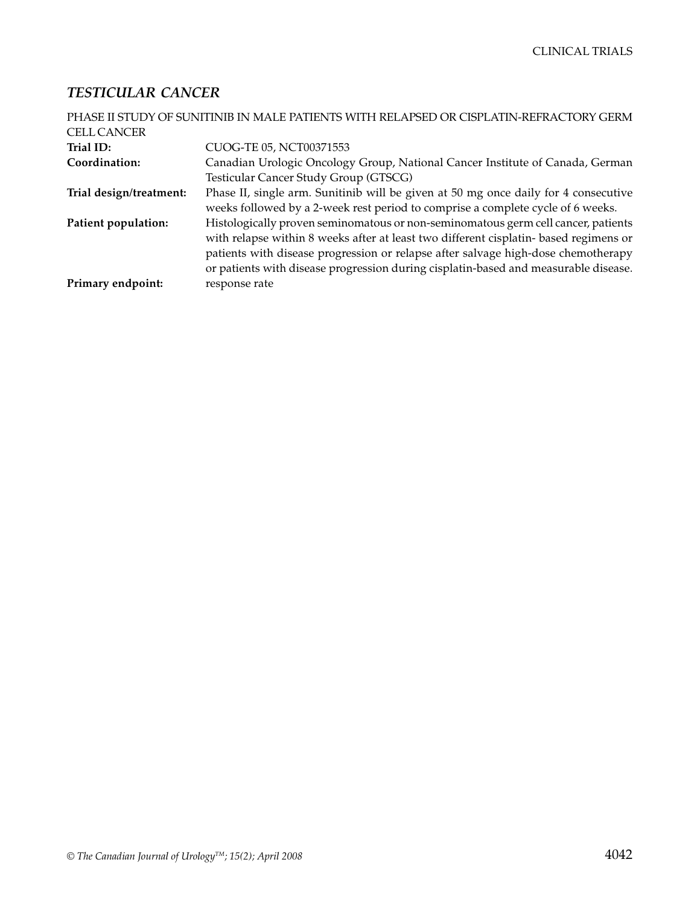## *TESTICULAR CANCER*

PHASE II STUDY OF SUNITINIB IN MALE PATIENTS WITH RELAPSED OR CISPLATIN-REFRACTORY GERM CELL CANCER

| | |
|---|---|
| **Trial ID:** | CUOG-TE 05, NCT00371553 |
| **Coordination:** | Canadian Urologic Oncology Group, National Cancer Institute of Canada, German Testicular Cancer Study Group (GTSCG) |
| **Trial design/treatment:** | Phase II, single arm. Sunitinib will be given at 50 mg once daily for 4 consecutive weeks followed by a 2-week rest period to comprise a complete cycle of 6 weeks. |
| **Patient population:** | Histologically proven seminomatous or non-seminomatous germ cell cancer, patients with relapse within 8 weeks after at least two different cisplatin- based regimens or patients with disease progression or relapse after salvage high-dose chemotherapy or patients with disease progression during cisplatin-based and measurable disease. |
| **Primary endpoint:** | response rate |